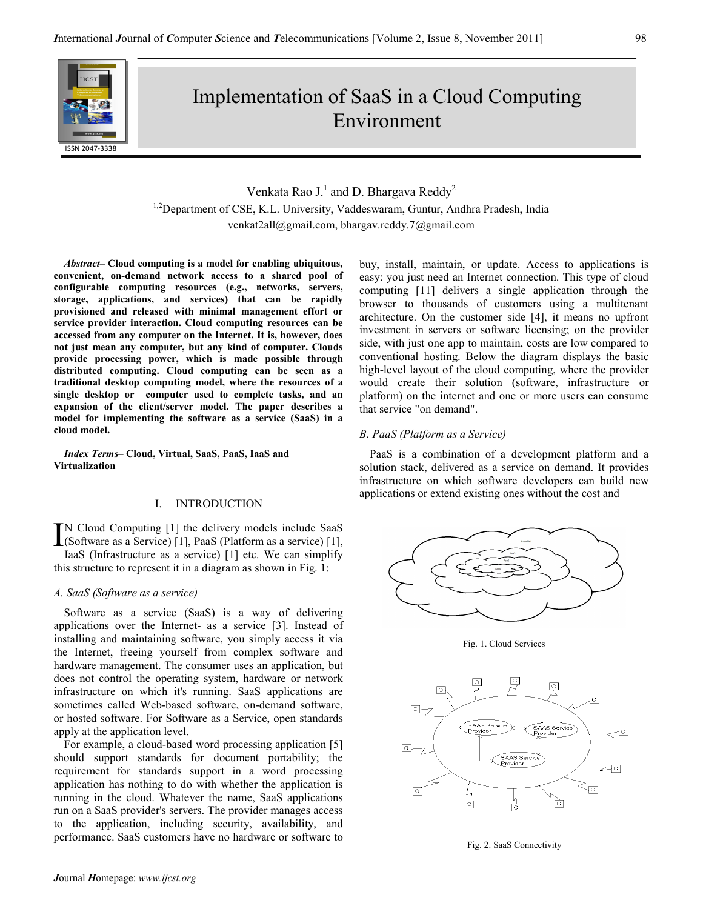# Implementation of SaaS in a Cloud Computing Environment

Venkata Rao J.[1] and D. Bhargava Reddy[2]

[1,2]Department of CSE, K.L. University, Vaddeswaram, Guntur, Andhra Pradesh, India
venkat2all@gmail.com, bhargav.reddy.7@gmail.com

***Abstract*– Cloud computing is a model for enabling ubiquitous, convenient, on-demand network access to a shared pool of configurable computing resources (e.g., networks, servers, storage, applications, and services) that can be rapidly provisioned and released with minimal management effort or service provider interaction. Cloud computing resources can be accessed from any computer on the Internet. It is, however, does not just mean any computer, but any kind of computer. Clouds provide processing power, which is made possible through distributed computing. Cloud computing can be seen as a traditional desktop computing model, where the resources of a single desktop or computer used to complete tasks, and an expansion of the client/server model. The paper describes a model for implementing the software as a service (SaaS) in a cloud model.**

***Index Terms*– Cloud, Virtual, SaaS, PaaS, IaaS and Virtualization**

## I. INTRODUCTION

IN Cloud Computing [1] the delivery models include SaaS (Software as a Service) [1], PaaS (Platform as a service) [1], IaaS (Infrastructure as a service) [1] etc. We can simplify this structure to represent it in a diagram as shown in Fig. 1:

### *A. SaaS (Software as a service)*

Software as a service (SaaS) is a way of delivering applications over the Internet- as a service [3]. Instead of installing and maintaining software, you simply access it via the Internet, freeing yourself from complex software and hardware management. The consumer uses an application, but does not control the operating system, hardware or network infrastructure on which it's running. SaaS applications are sometimes called Web-based software, on-demand software, or hosted software. For Software as a Service, open standards apply at the application level.

For example, a cloud-based word processing application [5] should support standards for document portability; the requirement for standards support in a word processing application has nothing to do with whether the application is running in the cloud. Whatever the name, SaaS applications run on a SaaS provider's servers. The provider manages access to the application, including security, availability, and performance. SaaS customers have no hardware or software to buy, install, maintain, or update. Access to applications is easy: you just need an Internet connection. This type of cloud computing [11] delivers a single application through the browser to thousands of customers using a multitenant architecture. On the customer side [4], it means no upfront investment in servers or software licensing; on the provider side, with just one app to maintain, costs are low compared to conventional hosting. Below the diagram displays the basic high-level layout of the cloud computing, where the provider would create their solution (software, infrastructure or platform) on the internet and one or more users can consume that service "on demand".

### *B. PaaS (Platform as a Service)*

PaaS is a combination of a development platform and a solution stack, delivered as a service on demand. It provides infrastructure on which software developers can build new applications or extend existing ones without the cost and

Fig. 1. Cloud Services

Fig. 2. SaaS Connectivity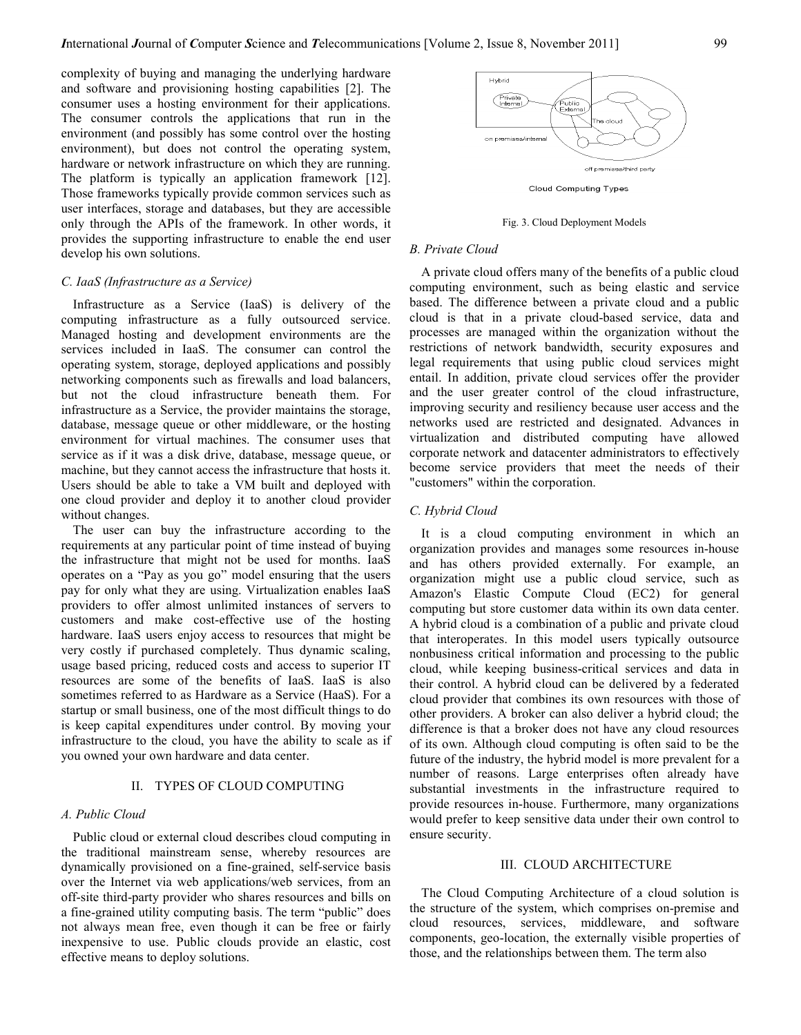complexity of buying and managing the underlying hardware and software and provisioning hosting capabilities [2]. The consumer uses a hosting environment for their applications. The consumer controls the applications that run in the environment (and possibly has some control over the hosting environment), but does not control the operating system, hardware or network infrastructure on which they are running. The platform is typically an application framework [12]. Those frameworks typically provide common services such as user interfaces, storage and databases, but they are accessible only through the APIs of the framework. In other words, it provides the supporting infrastructure to enable the end user develop his own solutions.

### *C. IaaS (Infrastructure as a Service)*

Infrastructure as a Service (IaaS) is delivery of the computing infrastructure as a fully outsourced service. Managed hosting and development environments are the services included in IaaS. The consumer can control the operating system, storage, deployed applications and possibly networking components such as firewalls and load balancers, but not the cloud infrastructure beneath them. For infrastructure as a Service, the provider maintains the storage, database, message queue or other middleware, or the hosting environment for virtual machines. The consumer uses that service as if it was a disk drive, database, message queue, or machine, but they cannot access the infrastructure that hosts it. Users should be able to take a VM built and deployed with one cloud provider and deploy it to another cloud provider without changes.

The user can buy the infrastructure according to the requirements at any particular point of time instead of buying the infrastructure that might not be used for months. IaaS operates on a "Pay as you go" model ensuring that the users pay for only what they are using. Virtualization enables IaaS providers to offer almost unlimited instances of servers to customers and make cost-effective use of the hosting hardware. IaaS users enjoy access to resources that might be very costly if purchased completely. Thus dynamic scaling, usage based pricing, reduced costs and access to superior IT resources are some of the benefits of IaaS. IaaS is also sometimes referred to as Hardware as a Service (HaaS). For a startup or small business, one of the most difficult things to do is keep capital expenditures under control. By moving your infrastructure to the cloud, you have the ability to scale as if you owned your own hardware and data center.

## II. TYPES OF CLOUD COMPUTING

### *A. Public Cloud*

Public cloud or external cloud describes cloud computing in the traditional mainstream sense, whereby resources are dynamically provisioned on a fine-grained, self-service basis over the Internet via web applications/web services, from an off-site third-party provider who shares resources and bills on a fine-grained utility computing basis. The term "public" does not always mean free, even though it can be free or fairly inexpensive to use. Public clouds provide an elastic, cost effective means to deploy solutions.

Hybrid

Private Internal

Public External

The cloud

on premises/internal

off premises/third party

Cloud Computing Types

Fig. 3. Cloud Deployment Models

### *B. Private Cloud*

A private cloud offers many of the benefits of a public cloud computing environment, such as being elastic and service based. The difference between a private cloud and a public cloud is that in a private cloud-based service, data and processes are managed within the organization without the restrictions of network bandwidth, security exposures and legal requirements that using public cloud services might entail. In addition, private cloud services offer the provider and the user greater control of the cloud infrastructure, improving security and resiliency because user access and the networks used are restricted and designated. Advances in virtualization and distributed computing have allowed corporate network and datacenter administrators to effectively become service providers that meet the needs of their "customers" within the corporation.

### *C. Hybrid Cloud*

It is a cloud computing environment in which an organization provides and manages some resources in-house and has others provided externally. For example, an organization might use a public cloud service, such as Amazon's Elastic Compute Cloud (EC2) for general computing but store customer data within its own data center. A hybrid cloud is a combination of a public and private cloud that interoperates. In this model users typically outsource nonbusiness critical information and processing to the public cloud, while keeping business-critical services and data in their control. A hybrid cloud can be delivered by a federated cloud provider that combines its own resources with those of other providers. A broker can also deliver a hybrid cloud; the difference is that a broker does not have any cloud resources of its own. Although cloud computing is often said to be the future of the industry, the hybrid model is more prevalent for a number of reasons. Large enterprises often already have substantial investments in the infrastructure required to provide resources in-house. Furthermore, many organizations would prefer to keep sensitive data under their own control to ensure security.

## III. CLOUD ARCHITECTURE

The Cloud Computing Architecture of a cloud solution is the structure of the system, which comprises on-premise and cloud resources, services, middleware, and software components, geo-location, the externally visible properties of those, and the relationships between them. The term also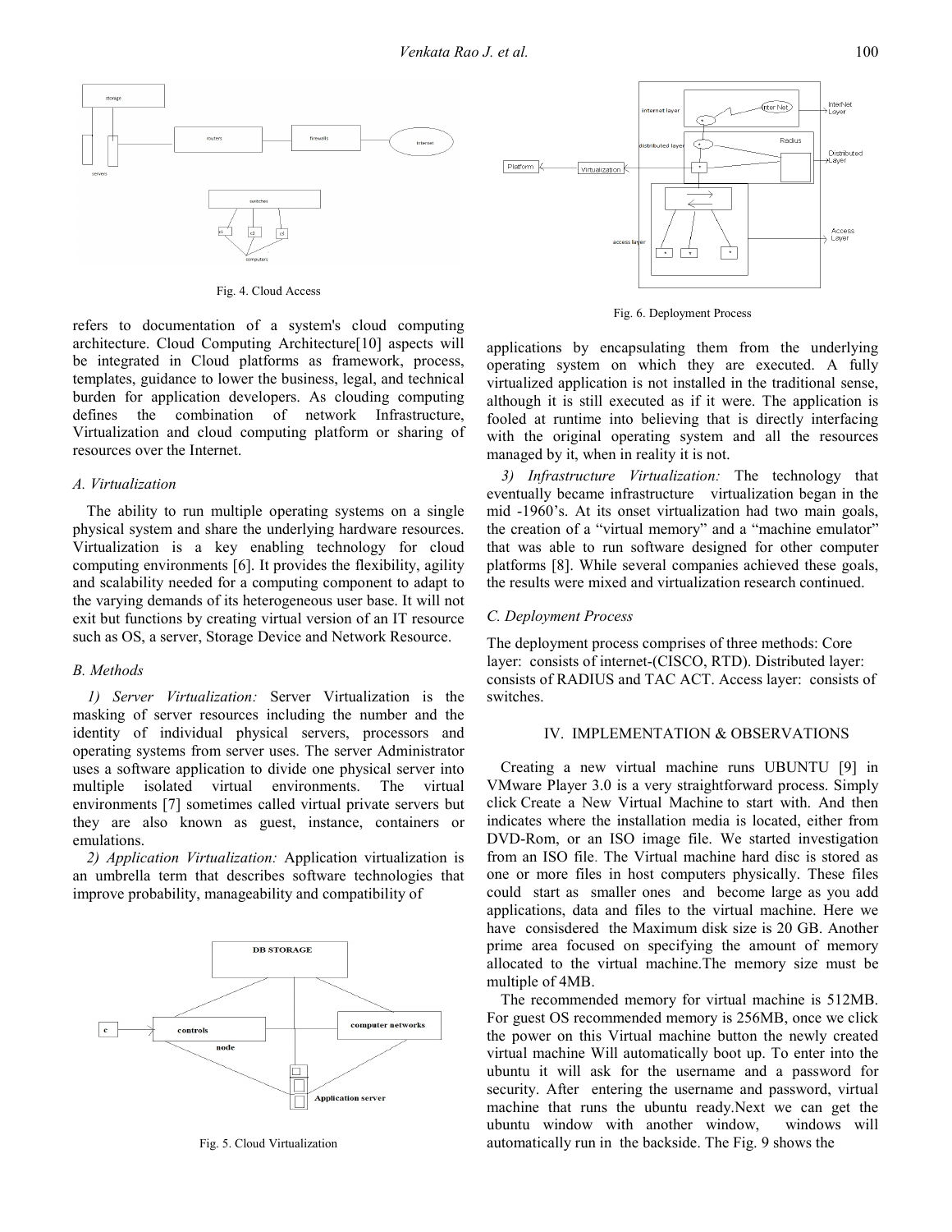Fig. 4. Cloud Access

refers to documentation of a system's cloud computing architecture. Cloud Computing Architecture[10] aspects will be integrated in Cloud platforms as framework, process, templates, guidance to lower the business, legal, and technical burden for application developers. As clouding computing defines the combination of network Infrastructure, Virtualization and cloud computing platform or sharing of resources over the Internet.

### *A. Virtualization*

The ability to run multiple operating systems on a single physical system and share the underlying hardware resources. Virtualization is a key enabling technology for cloud computing environments [6]. It provides the flexibility, agility and scalability needed for a computing component to adapt to the varying demands of its heterogeneous user base. It will not exit but functions by creating virtual version of an IT resource such as OS, a server, Storage Device and Network Resource.

### *B. Methods*

*1) Server Virtualization:* Server Virtualization is the masking of server resources including the number and the identity of individual physical servers, processors and operating systems from server uses. The server Administrator uses a software application to divide one physical server into multiple isolated virtual environments. The virtual environments [7] sometimes called virtual private servers but they are also known as guest, instance, containers or emulations.

*2) Application Virtualization:* Application virtualization is an umbrella term that describes software technologies that improve probability, manageability and compatibility of applications by encapsulating them from the underlying operating system on which they are executed. A fully virtualized application is not installed in the traditional sense, although it is still executed as if it were. The application is fooled at runtime into believing that is directly interfacing with the original operating system and all the resources managed by it, when in reality it is not.

Fig. 5. Cloud Virtualization

Fig. 6. Deployment Process

*3) Infrastructure Virtualization:* The technology that eventually became infrastructure virtualization began in the mid -1960's. At its onset virtualization had two main goals, the creation of a "virtual memory" and a "machine emulator" that was able to run software designed for other computer platforms [8]. While several companies achieved these goals, the results were mixed and virtualization research continued.

### *C. Deployment Process*

The deployment process comprises of three methods: Core layer: consists of internet-(CISCO, RTD). Distributed layer: consists of RADIUS and TAC ACT. Access layer: consists of switches.

## IV. IMPLEMENTATION & OBSERVATIONS

Creating a new virtual machine runs UBUNTU [9] in VMware Player 3.0 is a very straightforward process. Simply click Create a New Virtual Machine to start with. And then indicates where the installation media is located, either from DVD-Rom, or an ISO image file. We started investigation from an ISO file. The Virtual machine hard disc is stored as one or more files in host computers physically. These files could start as smaller ones and become large as you add applications, data and files to the virtual machine. Here we have consisdered the Maximum disk size is 20 GB. Another prime area focused on specifying the amount of memory allocated to the virtual machine.The memory size must be multiple of 4MB.

The recommended memory for virtual machine is 512MB. For guest OS recommended memory is 256MB, once we click the power on this Virtual machine button the newly created virtual machine Will automatically boot up. To enter into the ubuntu it will ask for the username and a password for security. After entering the username and password, virtual machine that runs the ubuntu ready.Next we can get the ubuntu window with another window, windows will automatically run in the backside. The Fig. 9 shows the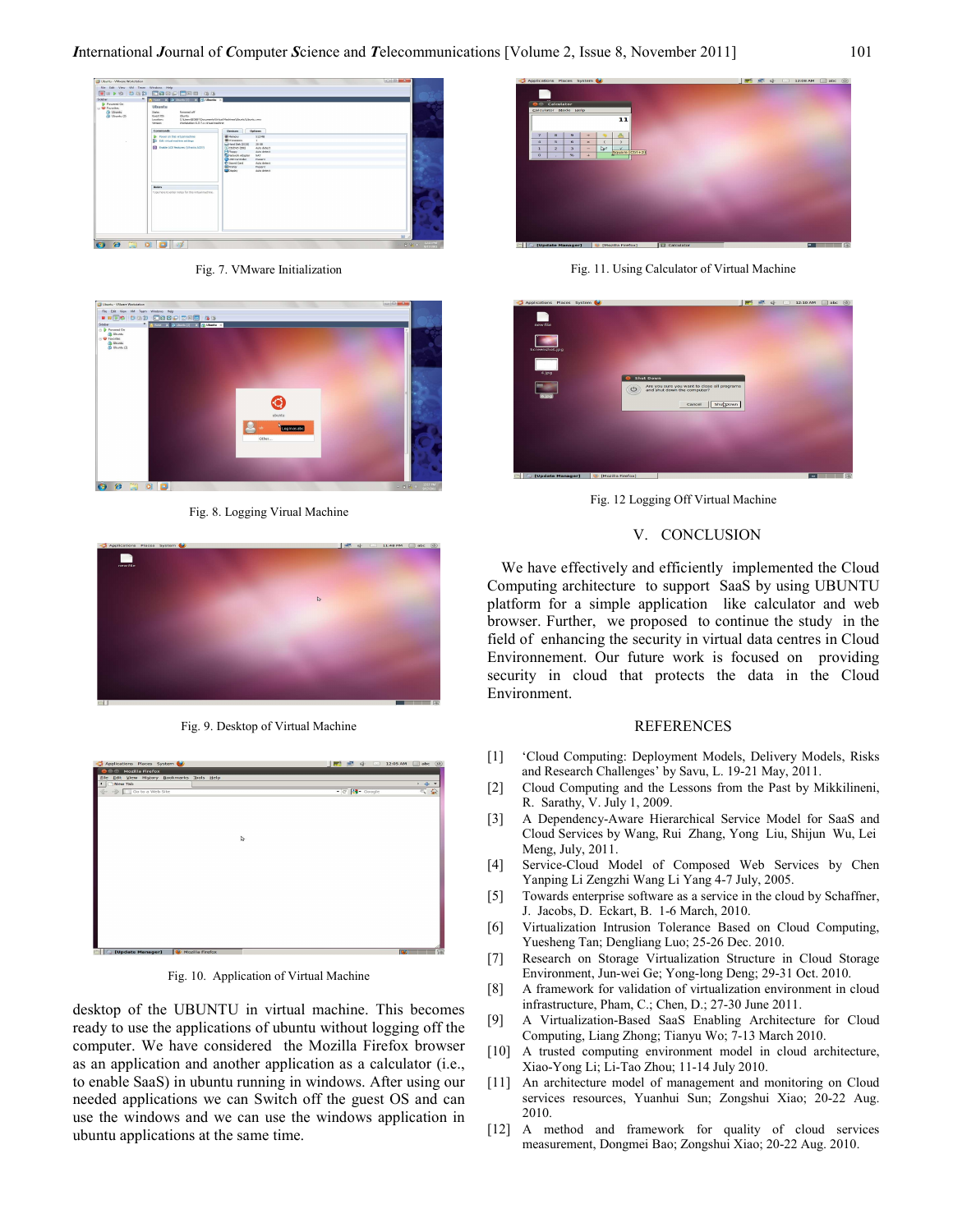Fig. 7. VMware Initialization

Fig. 8. Logging Virual Machine

Fig. 9. Desktop of Virtual Machine

Fig. 10. Application of Virtual Machine

desktop of the UBUNTU in virtual machine. This becomes ready to use the applications of ubuntu without logging off the computer. We have considered the Mozilla Firefox browser as an application and another application as a calculator (i.e., to enable SaaS) in ubuntu running in windows. After using our needed applications we can Switch off the guest OS and can use the windows and we can use the windows application in ubuntu applications at the same time.

Fig. 11. Using Calculator of Virtual Machine

Fig. 12 Logging Off Virtual Machine

## V. CONCLUSION

We have effectively and efficiently implemented the Cloud Computing architecture to support SaaS by using UBUNTU platform for a simple application like calculator and web browser. Further, we proposed to continue the study in the field of enhancing the security in virtual data centres in Cloud Environnement. Our future work is focused on providing security in cloud that protects the data in the Cloud Environment.

## REFERENCES

[1] 'Cloud Computing: Deployment Models, Delivery Models, Risks and Research Challenges' by Savu, L. 19-21 May, 2011.

[2] Cloud Computing and the Lessons from the Past by Mikkilineni, R. Sarathy, V. July 1, 2009.

[3] A Dependency-Aware Hierarchical Service Model for SaaS and Cloud Services by Wang, Rui Zhang, Yong Liu, Shijun Wu, Lei Meng, July, 2011.

[4] Service-Cloud Model of Composed Web Services by Chen Yanping Li Zengzhi Wang Li Yang 4-7 July, 2005.

[5] Towards enterprise software as a service in the cloud by Schaffner, J. Jacobs, D. Eckart, B. 1-6 March, 2010.

[6] Virtualization Intrusion Tolerance Based on Cloud Computing, Yuesheng Tan; Dengliang Luo; 25-26 Dec. 2010.

[7] Research on Storage Virtualization Structure in Cloud Storage Environment, Jun-wei Ge; Yong-long Deng; 29-31 Oct. 2010.

[8] A framework for validation of virtualization environment in cloud infrastructure, Pham, C.; Chen, D.; 27-30 June 2011.

[9] A Virtualization-Based SaaS Enabling Architecture for Cloud Computing, Liang Zhong; Tianyu Wo; 7-13 March 2010.

[10] A trusted computing environment model in cloud architecture, Xiao-Yong Li; Li-Tao Zhou; 11-14 July 2010.

[11] An architecture model of management and monitoring on Cloud services resources, Yuanhui Sun; Zongshui Xiao; 20-22 Aug. 2010.

[12] A method and framework for quality of cloud services measurement, Dongmei Bao; Zongshui Xiao; 20-22 Aug. 2010.